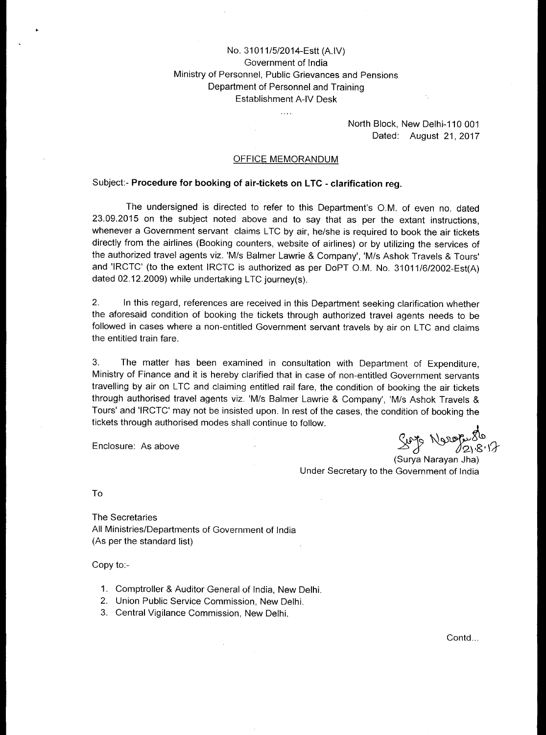No. 31011/5/2014-Estt (A.IV)
Government of India
Ministry of Personnel, Public Grievances and Pensions
Department of Personnel and Training
Establishment A-IV Desk

....

North Block, New Delhi-110 001
Dated: August 21, 2017

## OFFICE MEMORANDUM

Subject:- **Procedure for booking of air-tickets on LTC - clarification reg.**

The undersigned is directed to refer to this Department's O.M. of even no. dated 23.09.2015 on the subject noted above and to say that as per the extant instructions, whenever a Government servant claims LTC by air, he/she is required to book the air tickets directly from the airlines (Booking counters, website of airlines) or by utilizing the services of the authorized travel agents viz. 'M/s Balmer Lawrie & Company', 'M/s Ashok Travels & Tours' and 'IRCTC' (to the extent IRCTC is authorized as per DoPT O.M. No. 31011/6/2002-Est(A) dated 02.12.2009) while undertaking LTC journey(s).

2. In this regard, references are received in this Department seeking clarification whether the aforesaid condition of booking the tickets through authorized travel agents needs to be followed in cases where a non-entitled Government servant travels by air on LTC and claims the entitled train fare.

3. The matter has been examined in consultation with Department of Expenditure, Ministry of Finance and it is hereby clarified that in case of non-entitled Government servants travelling by air on LTC and claiming entitled rail fare, the condition of booking the air tickets through authorised travel agents viz. 'M/s Balmer Lawrie & Company', 'M/s Ashok Travels & Tours' and 'IRCTC' may not be insisted upon. In rest of the cases, the condition of booking the tickets through authorised modes shall continue to follow.

Enclosure: As above

Surya Narayan 21.8.17
(Surya Narayan Jha)
Under Secretary to the Government of India

To

The Secretaries
All Ministries/Departments of Government of India
(As per the standard list)

Copy to:-

1. Comptroller & Auditor General of India, New Delhi.
2. Union Public Service Commission, New Delhi.
3. Central Vigilance Commission, New Delhi.

Contd...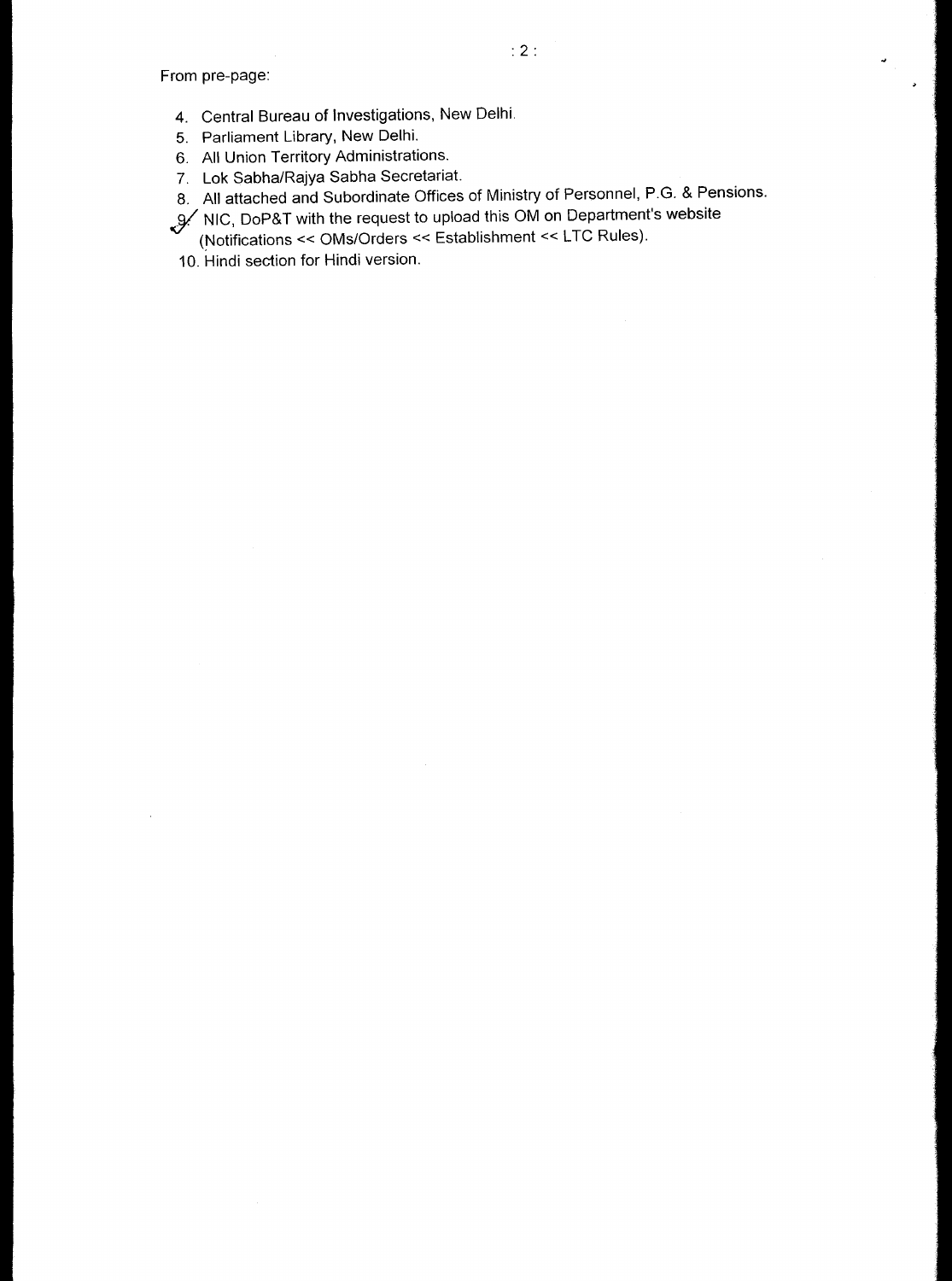From pre-page:

4. Central Bureau of Investigations, New Delhi.
5. Parliament Library, New Delhi.
6. All Union Territory Administrations.
7. Lok Sabha/Rajya Sabha Secretariat.
8. All attached and Subordinate Offices of Ministry of Personnel, P.G. & Pensions.
9. NIC, DoP&T with the request to upload this OM on Department's website (Notifications << OMs/Orders << Establishment << LTC Rules).
10. Hindi section for Hindi version.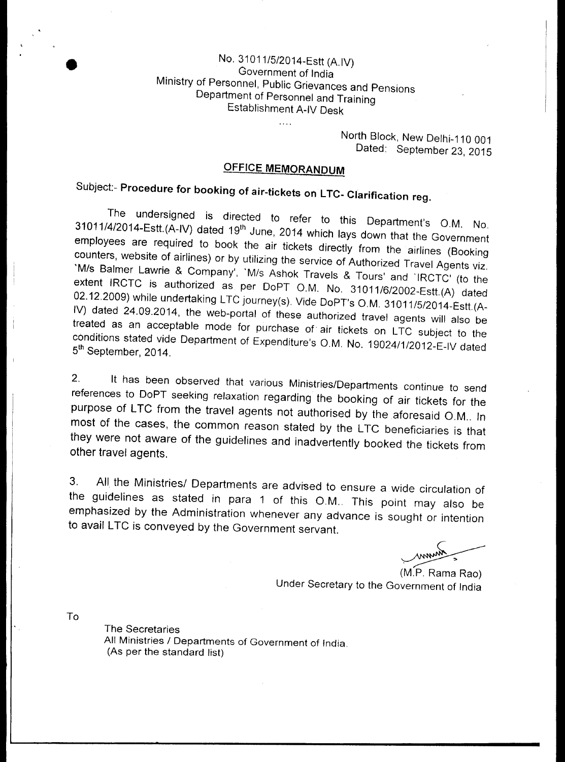No. 31011/5/2014-Estt (A.IV)
Government of India
Ministry of Personnel, Public Grievances and Pensions
Department of Personnel and Training
Establishment A-IV Desk

....

North Block, New Delhi-110 001
Dated: September 23, 2015

## OFFICE MEMORANDUM

Subject:- **Procedure for booking of air-tickets on LTC- Clarification reg.**

The undersigned is directed to refer to this Department's O.M. No. 31011/4/2014-Estt.(A-IV) dated 19th June, 2014 which lays down that the Government employees are required to book the air tickets directly from the airlines (Booking counters, website of airlines) or by utilizing the service of Authorized Travel Agents viz. 'M/s Balmer Lawrie & Company', 'M/s Ashok Travels & Tours' and 'IRCTC' (to the extent IRCTC is authorized as per DoPT O.M. No. 31011/6/2002-Estt.(A) dated 02.12.2009) while undertaking LTC journey(s). Vide DoPT's O.M. 31011/5/2014-Estt.(A-IV) dated 24.09.2014, the web-portal of these authorized travel agents will also be treated as an acceptable mode for purchase of air tickets on LTC subject to the conditions stated vide Department of Expenditure's O.M. No. 19024/1/2012-E-IV dated 5th September, 2014.

2. It has been observed that various Ministries/Departments continue to send references to DoPT seeking relaxation regarding the booking of air tickets for the purpose of LTC from the travel agents not authorised by the aforesaid O.M.. In most of the cases, the common reason stated by the LTC beneficiaries is that they were not aware of the guidelines and inadvertently booked the tickets from other travel agents.

3. All the Ministries/ Departments are advised to ensure a wide circulation of the guidelines as stated in para 1 of this O.M.. This point may also be emphasized by the Administration whenever any advance is sought or intention to avail LTC is conveyed by the Government servant.

(M.P. Rama Rao)
Under Secretary to the Government of India

To

The Secretaries
All Ministries / Departments of Government of India.
(As per the standard list)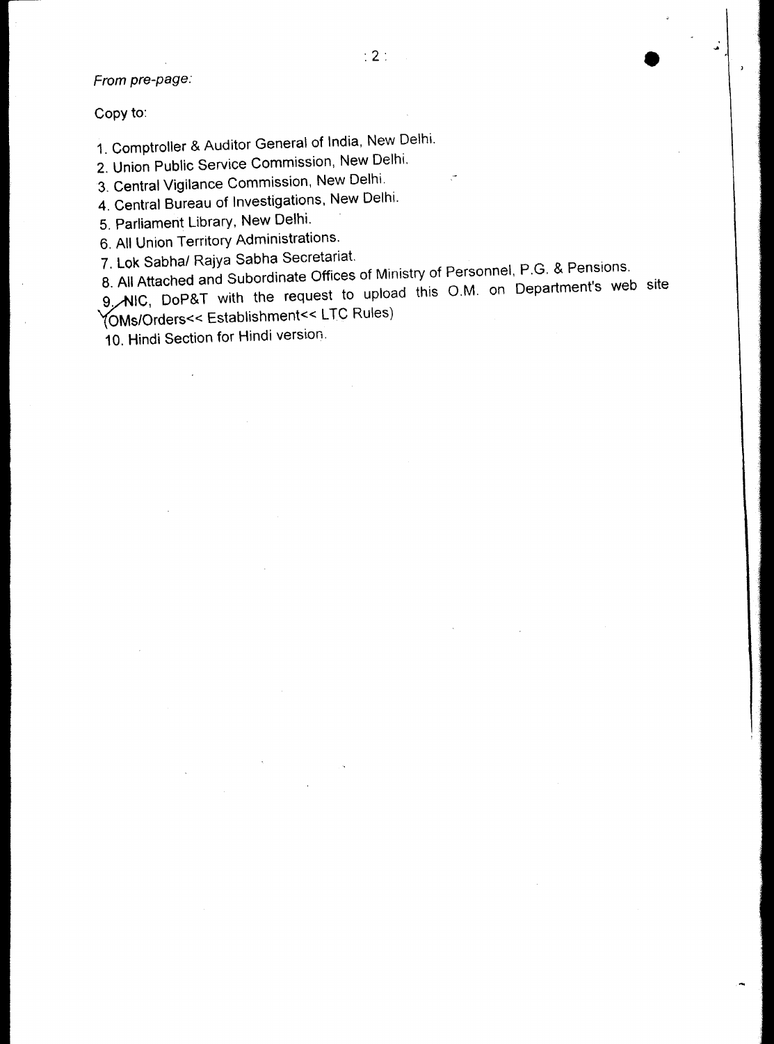*From pre-page:*

Copy to:

1. Comptroller & Auditor General of India, New Delhi.
2. Union Public Service Commission, New Delhi.
3. Central Vigilance Commission, New Delhi.
4. Central Bureau of Investigations, New Delhi.
5. Parliament Library, New Delhi.
6. All Union Territory Administrations.
7. Lok Sabha/ Rajya Sabha Secretariat.
8. All Attached and Subordinate Offices of Ministry of Personnel, P.G. & Pensions.
9. NIC, DoP&T with the request to upload this O.M. on Department's web site (OMs/Orders<< Establishment<< LTC Rules)
10. Hindi Section for Hindi version.